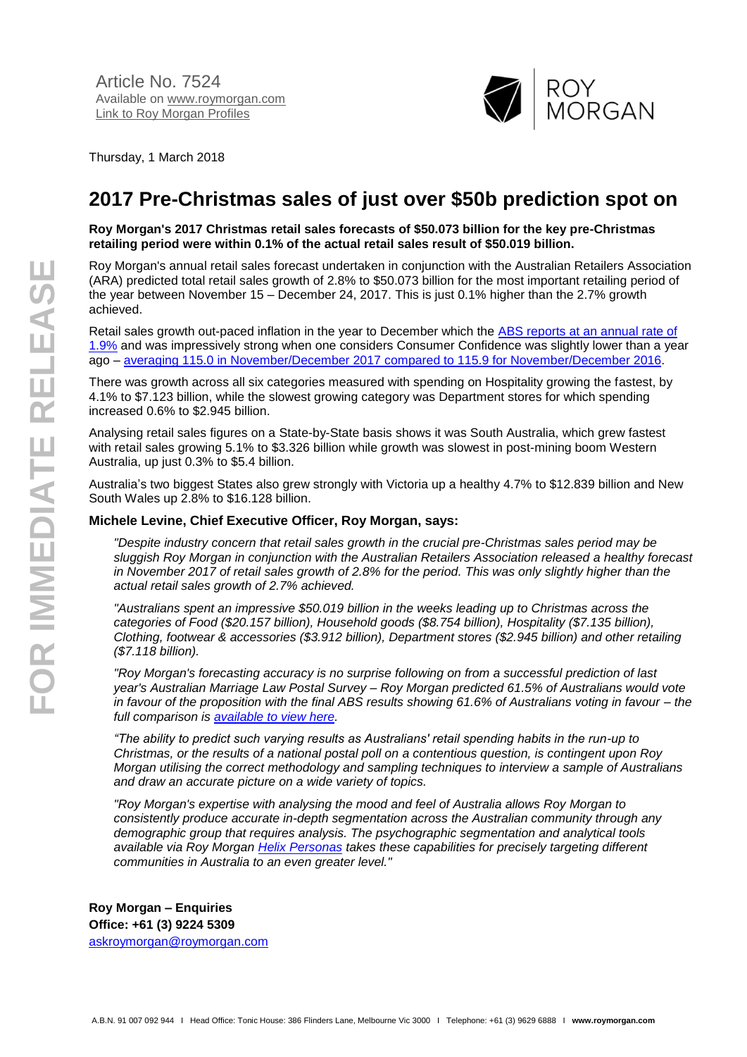Article No. 7524
Available on [www.roymorgan.com](www.roymorgan.com)
[Link to Roy Morgan Profiles]()

ROY MORGAN

Thursday, 1 March 2018

# 2017 Pre-Christmas sales of just over $50b prediction spot on

**Roy Morgan's 2017 Christmas retail sales forecasts of $50.073 billion for the key pre-Christmas retailing period were within 0.1% of the actual retail sales result of $50.019 billion.**

Roy Morgan's annual retail sales forecast undertaken in conjunction with the Australian Retailers Association (ARA) predicted total retail sales growth of 2.8% to $50.073 billion for the most important retailing period of the year between November 15 – December 24, 2017. This is just 0.1% higher than the 2.7% growth achieved.

Retail sales growth out-paced inflation in the year to December which the [ABS reports at an annual rate of 1.9%]() and was impressively strong when one considers Consumer Confidence was slightly lower than a year ago – [averaging 115.0 in November/December 2017 compared to 115.9 for November/December 2016]().

There was growth across all six categories measured with spending on Hospitality growing the fastest, by 4.1% to $7.123 billion, while the slowest growing category was Department stores for which spending increased 0.6% to $2.945 billion.

Analysing retail sales figures on a State-by-State basis shows it was South Australia, which grew fastest with retail sales growing 5.1% to $3.326 billion while growth was slowest in post-mining boom Western Australia, up just 0.3% to $5.4 billion.

Australia's two biggest States also grew strongly with Victoria up a healthy 4.7% to $12.839 billion and New South Wales up 2.8% to $16.128 billion.

### Michele Levine, Chief Executive Officer, Roy Morgan, says:

*"Despite industry concern that retail sales growth in the crucial pre-Christmas sales period may be sluggish Roy Morgan in conjunction with the Australian Retailers Association released a healthy forecast in November 2017 of retail sales growth of 2.8% for the period. This was only slightly higher than the actual retail sales growth of 2.7% achieved.*

*"Australians spent an impressive $50.019 billion in the weeks leading up to Christmas across the categories of Food ($20.157 billion), Household goods ($8.754 billion), Hospitality ($7.135 billion), Clothing, footwear & accessories ($3.912 billion), Department stores ($2.945 billion) and other retailing ($7.118 billion).*

*"Roy Morgan's forecasting accuracy is no surprise following on from a successful prediction of last year's Australian Marriage Law Postal Survey – Roy Morgan predicted 61.5% of Australians would vote in favour of the proposition with the final ABS results showing 61.6% of Australians voting in favour – the full comparison is [available to view here]().*

*"The ability to predict such varying results as Australians' retail spending habits in the run-up to Christmas, or the results of a national postal poll on a contentious question, is contingent upon Roy Morgan utilising the correct methodology and sampling techniques to interview a sample of Australians and draw an accurate picture on a wide variety of topics.*

*"Roy Morgan's expertise with analysing the mood and feel of Australia allows Roy Morgan to consistently produce accurate in-depth segmentation across the Australian community through any demographic group that requires analysis. The psychographic segmentation and analytical tools available via Roy Morgan [Helix Personas]() takes these capabilities for precisely targeting different communities in Australia to an even greater level."*

**Roy Morgan – Enquiries**
**Office: +61 (3) 9224 5309**
[askroymorgan@roymorgan.com](mailto:askroymorgan@roymorgan.com)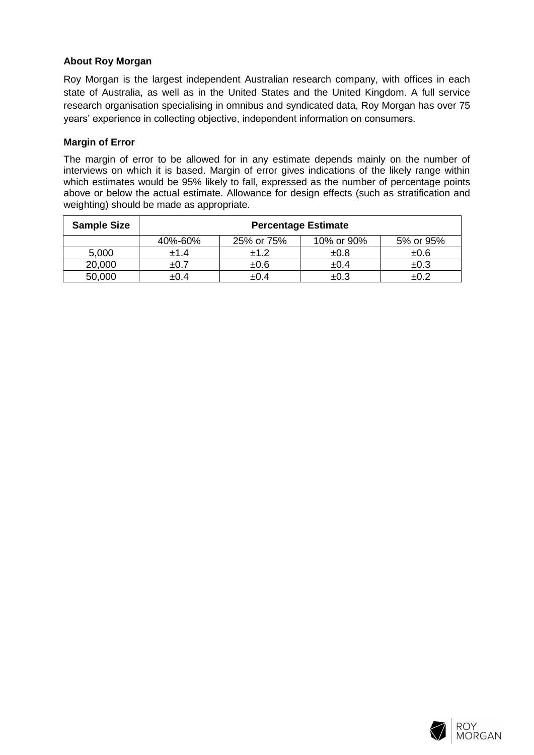### About Roy Morgan

Roy Morgan is the largest independent Australian research company, with offices in each state of Australia, as well as in the United States and the United Kingdom. A full service research organisation specialising in omnibus and syndicated data, Roy Morgan has over 75 years' experience in collecting objective, independent information on consumers.

### Margin of Error

The margin of error to be allowed for in any estimate depends mainly on the number of interviews on which it is based. Margin of error gives indications of the likely range within which estimates would be 95% likely to fall, expressed as the number of percentage points above or below the actual estimate. Allowance for design effects (such as stratification and weighting) should be made as appropriate.

| Sample Size | Percentage Estimate | | | |
|---|---|---|---|---|
| | 40%-60% | 25% or 75% | 10% or 90% | 5% or 95% |
| 5,000 | ±1.4 | ±1.2 | ±0.8 | ±0.6 |
| 20,000 | ±0.7 | ±0.6 | ±0.4 | ±0.3 |
| 50,000 | ±0.4 | ±0.4 | ±0.3 | ±0.2 |